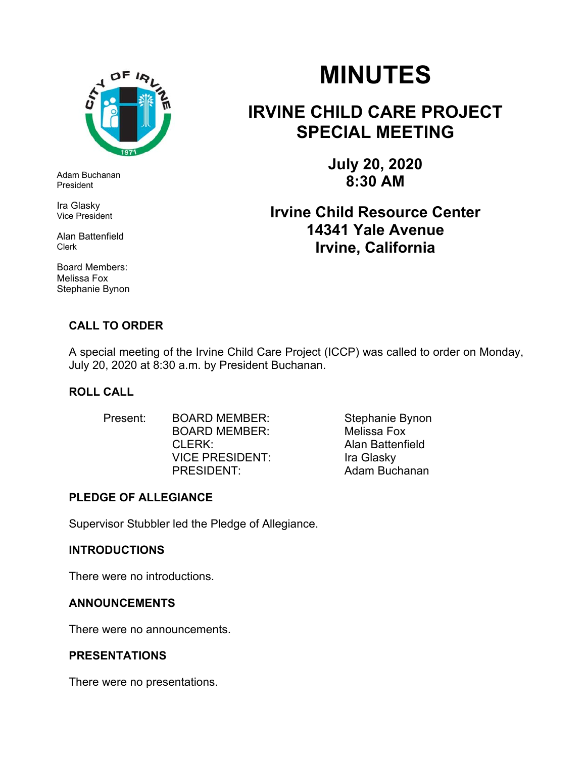# MINUTES

## IRVINE CHILD CARE PROJECT SPECIAL MEETING

**July 20, 2020**
**8:30 AM**

**Irvine Child Resource Center**
**14341 Yale Avenue**
**Irvine, California**

Adam Buchanan
President

Ira Glasky
Vice President

Alan Battenfield
Clerk

Board Members:
Melissa Fox
Stephanie Bynon

### CALL TO ORDER

A special meeting of the Irvine Child Care Project (ICCP) was called to order on Monday, July 20, 2020 at 8:30 a.m. by President Buchanan.

### ROLL CALL

| Present: | BOARD MEMBER: | Stephanie Bynon |
|---|---|---|
| | BOARD MEMBER: | Melissa Fox |
| | CLERK: | Alan Battenfield |
| | VICE PRESIDENT: | Ira Glasky |
| | PRESIDENT: | Adam Buchanan |

### PLEDGE OF ALLEGIANCE

Supervisor Stubbler led the Pledge of Allegiance.

### INTRODUCTIONS

There were no introductions.

### ANNOUNCEMENTS

There were no announcements.

### PRESENTATIONS

There were no presentations.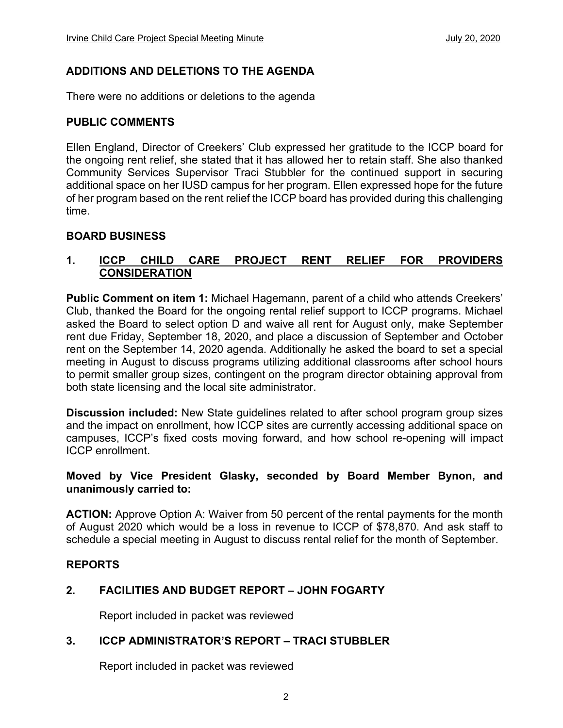## ADDITIONS AND DELETIONS TO THE AGENDA

There were no additions or deletions to the agenda

## PUBLIC COMMENTS

Ellen England, Director of Creekers' Club expressed her gratitude to the ICCP board for the ongoing rent relief, she stated that it has allowed her to retain staff. She also thanked Community Services Supervisor Traci Stubbler for the continued support in securing additional space on her IUSD campus for her program. Ellen expressed hope for the future of her program based on the rent relief the ICCP board has provided during this challenging time.

## BOARD BUSINESS

### 1. ICCP CHILD CARE PROJECT RENT RELIEF FOR PROVIDERS CONSIDERATION

**Public Comment on item 1:** Michael Hagemann, parent of a child who attends Creekers' Club, thanked the Board for the ongoing rental relief support to ICCP programs. Michael asked the Board to select option D and waive all rent for August only, make September rent due Friday, September 18, 2020, and place a discussion of September and October rent on the September 14, 2020 agenda. Additionally he asked the board to set a special meeting in August to discuss programs utilizing additional classrooms after school hours to permit smaller group sizes, contingent on the program director obtaining approval from both state licensing and the local site administrator.

**Discussion included:** New State guidelines related to after school program group sizes and the impact on enrollment, how ICCP sites are currently accessing additional space on campuses, ICCP's fixed costs moving forward, and how school re-opening will impact ICCP enrollment.

**Moved by Vice President Glasky, seconded by Board Member Bynon, and unanimously carried to:**

**ACTION:** Approve Option A: Waiver from 50 percent of the rental payments for the month of August 2020 which would be a loss in revenue to ICCP of $78,870. And ask staff to schedule a special meeting in August to discuss rental relief for the month of September.

## REPORTS

### 2. FACILITIES AND BUDGET REPORT – JOHN FOGARTY

Report included in packet was reviewed

### 3. ICCP ADMINISTRATOR'S REPORT – TRACI STUBBLER

Report included in packet was reviewed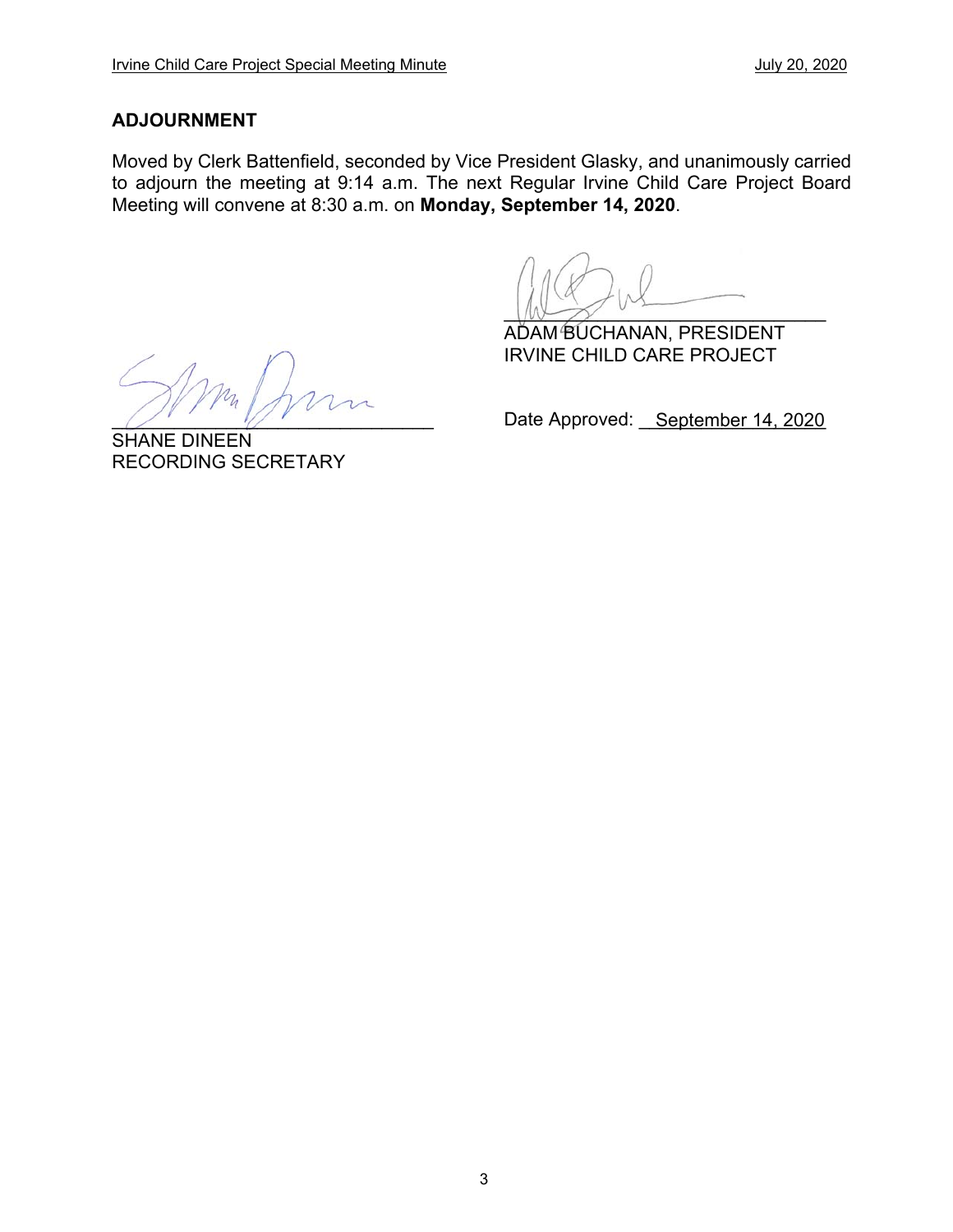## ADJOURNMENT

Moved by Clerk Battenfield, seconded by Vice President Glasky, and unanimously carried to adjourn the meeting at 9:14 a.m. The next Regular Irvine Child Care Project Board Meeting will convene at 8:30 a.m. on **Monday, September 14, 2020**.

ADAM BUCHANAN, PRESIDENT
IRVINE CHILD CARE PROJECT

SHANE DINEEN
RECORDING SECRETARY

Date Approved: September 14, 2020